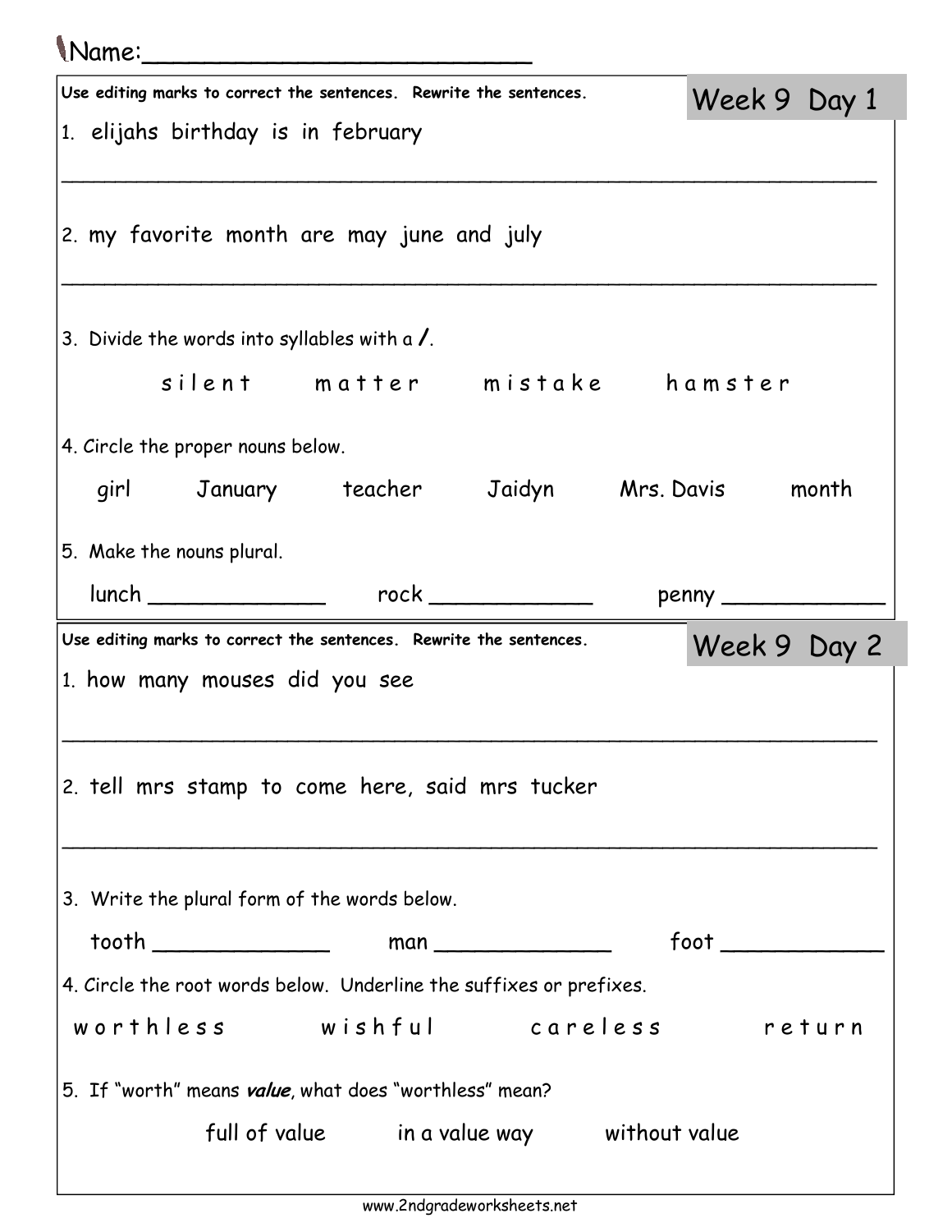Name:\_\_\_\_\_\_\_\_\_\_\_\_\_\_\_\_\_\_\_\_\_\_\_\_\_\_

## Week 9 Day 1

Use editing marks to correct the sentences. Rewrite the sentences.

1. elijahs birthday is in february

\_\_\_\_\_\_\_\_\_\_\_\_\_\_\_\_\_\_\_\_\_\_\_\_\_\_\_\_\_\_\_\_\_\_\_\_\_\_\_\_\_\_\_\_\_\_\_\_\_\_\_\_\_\_\_\_\_\_\_\_

2. my favorite month are may june and july

\_\_\_\_\_\_\_\_\_\_\_\_\_\_\_\_\_\_\_\_\_\_\_\_\_\_\_\_\_\_\_\_\_\_\_\_\_\_\_\_\_\_\_\_\_\_\_\_\_\_\_\_\_\_\_\_\_\_\_\_

3. Divide the words into syllables with a **/**.

s i l e n t &nbsp;&nbsp;&nbsp; m a t t e r &nbsp;&nbsp;&nbsp; m i s t a k e &nbsp;&nbsp;&nbsp; h a m s t e r

4. Circle the proper nouns below.

girl &nbsp;&nbsp;&nbsp; January &nbsp;&nbsp;&nbsp; teacher &nbsp;&nbsp;&nbsp; Jaidyn &nbsp;&nbsp;&nbsp; Mrs. Davis &nbsp;&nbsp;&nbsp; month

5. Make the nouns plural.

lunch \_\_\_\_\_\_\_\_\_\_\_\_\_ &nbsp;&nbsp;&nbsp; rock \_\_\_\_\_\_\_\_\_\_\_\_ &nbsp;&nbsp;&nbsp; penny \_\_\_\_\_\_\_\_\_\_\_\_

## Week 9 Day 2

Use editing marks to correct the sentences. Rewrite the sentences.

1. how many mouses did you see

\_\_\_\_\_\_\_\_\_\_\_\_\_\_\_\_\_\_\_\_\_\_\_\_\_\_\_\_\_\_\_\_\_\_\_\_\_\_\_\_\_\_\_\_\_\_\_\_\_\_\_\_\_\_\_\_\_\_\_\_

2. tell mrs stamp to come here, said mrs tucker

\_\_\_\_\_\_\_\_\_\_\_\_\_\_\_\_\_\_\_\_\_\_\_\_\_\_\_\_\_\_\_\_\_\_\_\_\_\_\_\_\_\_\_\_\_\_\_\_\_\_\_\_\_\_\_\_\_\_\_\_

3. Write the plural form of the words below.

tooth \_\_\_\_\_\_\_\_\_\_\_\_\_ &nbsp;&nbsp;&nbsp; man \_\_\_\_\_\_\_\_\_\_\_\_\_ &nbsp;&nbsp;&nbsp; foot \_\_\_\_\_\_\_\_\_\_\_\_

4. Circle the root words below. Underline the suffixes or prefixes.

w o r t h l e s s &nbsp;&nbsp;&nbsp; w i s h f u l &nbsp;&nbsp;&nbsp; c a r e l e s s &nbsp;&nbsp;&nbsp; r e t u r n

5. If "worth" means ***value***, what does "worthless" mean?

full of value &nbsp;&nbsp;&nbsp; in a value way &nbsp;&nbsp;&nbsp; without value

www.2ndgradeworksheets.net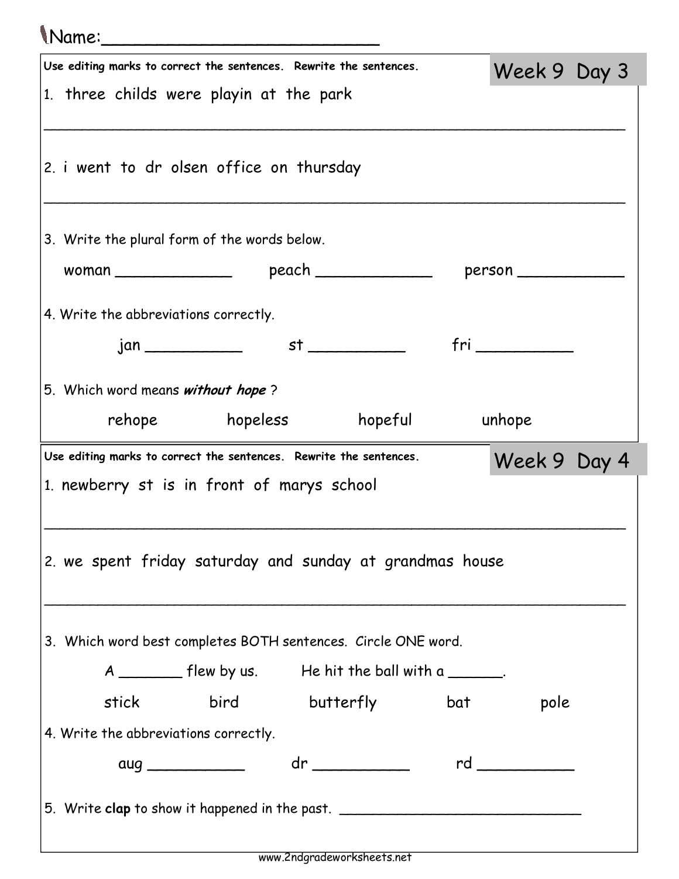Name:___________________________

## Week 9 Day 3

Use editing marks to correct the sentences. Rewrite the sentences.

1. three childs were playin at the park

_____________________________________________________________________

2. i went to dr olsen office on thursday

_____________________________________________________________________

3. Write the plural form of the words below.

woman ____________ peach ____________ person ___________

4. Write the abbreviations correctly.

jan __________ st __________ fri __________

5. Which word means ***without hope*** ?

rehope hopeless hopeful unhope

## Week 9 Day 4

Use editing marks to correct the sentences. Rewrite the sentences.

1. newberry st is in front of marys school

_____________________________________________________________________

2. we spent friday saturday and sunday at grandmas house

_____________________________________________________________________

3. Which word best completes BOTH sentences. Circle ONE word.

A _______ flew by us. He hit the ball with a ______.

stick bird butterfly bat pole

4. Write the abbreviations correctly.

aug __________ dr __________ rd __________

5. Write **clap** to show it happened in the past. ____________________________

www.2ndgradeworksheets.net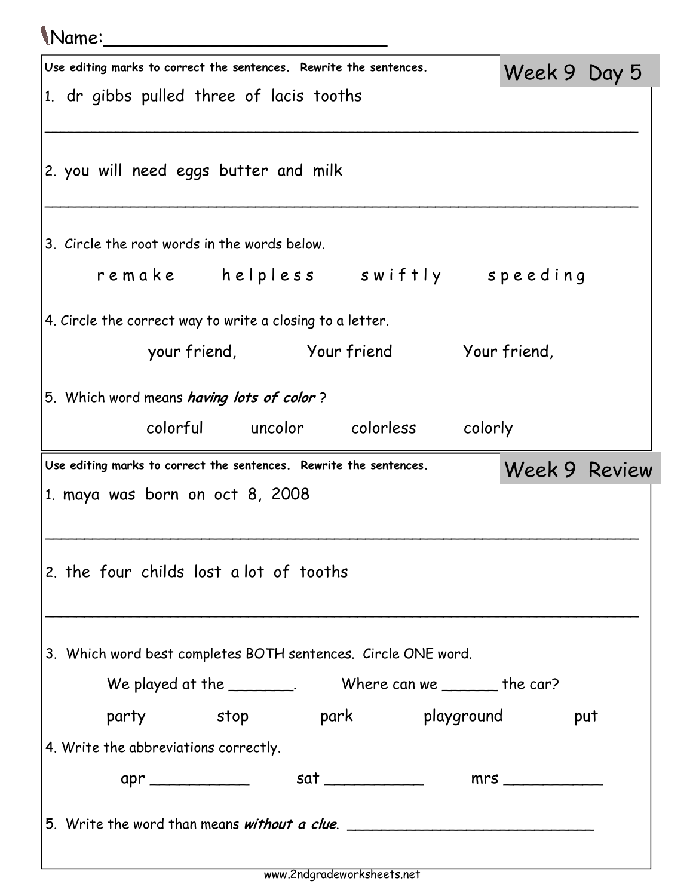Name:___________________________

## Week 9 Day 5

Use editing marks to correct the sentences. Rewrite the sentences.

1. dr gibbs pulled three of lacis tooths

_______________________________________________________________

2. you will need eggs butter and milk

_______________________________________________________________

3. Circle the root words in the words below.

r e m a k e      h e l p l e s s      s w i f t l y      s p e e d i n g

4. Circle the correct way to write a closing to a letter.

your friend,      Your friend      Your friend,

5. Which word means ***having lots of color*** ?

colorful      uncolor      colorless      colorly

## Week 9 Review

Use editing marks to correct the sentences. Rewrite the sentences.

1. maya was born on oct 8, 2008

_______________________________________________________________

2. the four childs lost a lot of tooths

_______________________________________________________________

3. Which word best completes BOTH sentences. Circle ONE word.

We played at the _______.      Where can we ______ the car?

party      stop      park      playground      put

4. Write the abbreviations correctly.

apr __________      sat __________      mrs __________

5. Write the word than means ***without a clue***. ____________________________

www.2ndgradeworksheets.net